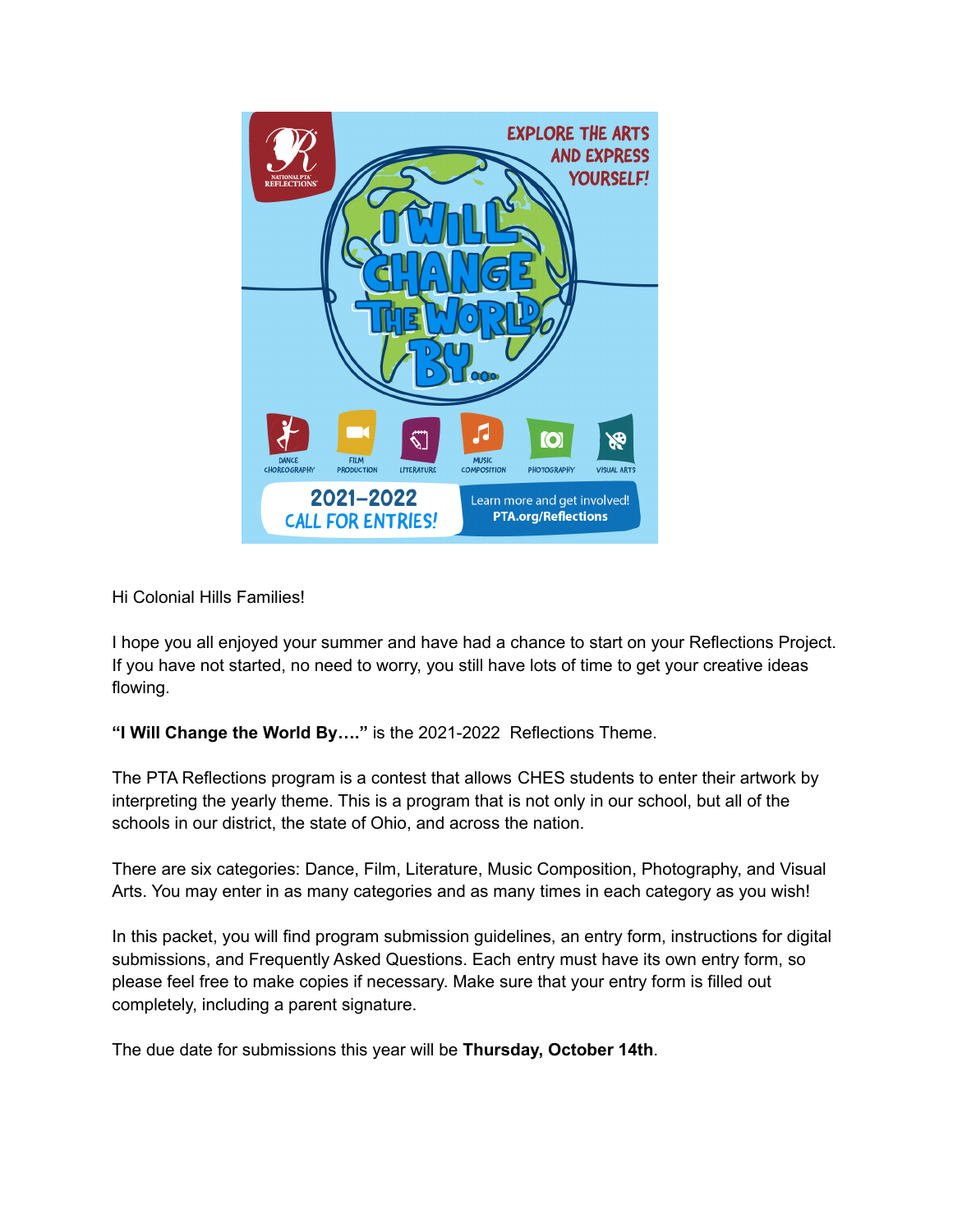Hi Colonial Hills Families!

I hope you all enjoyed your summer and have had a chance to start on your Reflections Project. If you have not started, no need to worry, you still have lots of time to get your creative ideas flowing.

**"I Will Change the World By…."** is the 2021-2022 Reflections Theme.

The PTA Reflections program is a contest that allows CHES students to enter their artwork by interpreting the yearly theme. This is a program that is not only in our school, but all of the schools in our district, the state of Ohio, and across the nation.

There are six categories: Dance, Film, Literature, Music Composition, Photography, and Visual Arts. You may enter in as many categories and as many times in each category as you wish!

In this packet, you will find program submission guidelines, an entry form, instructions for digital submissions, and Frequently Asked Questions. Each entry must have its own entry form, so please feel free to make copies if necessary. Make sure that your entry form is filled out completely, including a parent signature.

The due date for submissions this year will be **Thursday, October 14th**.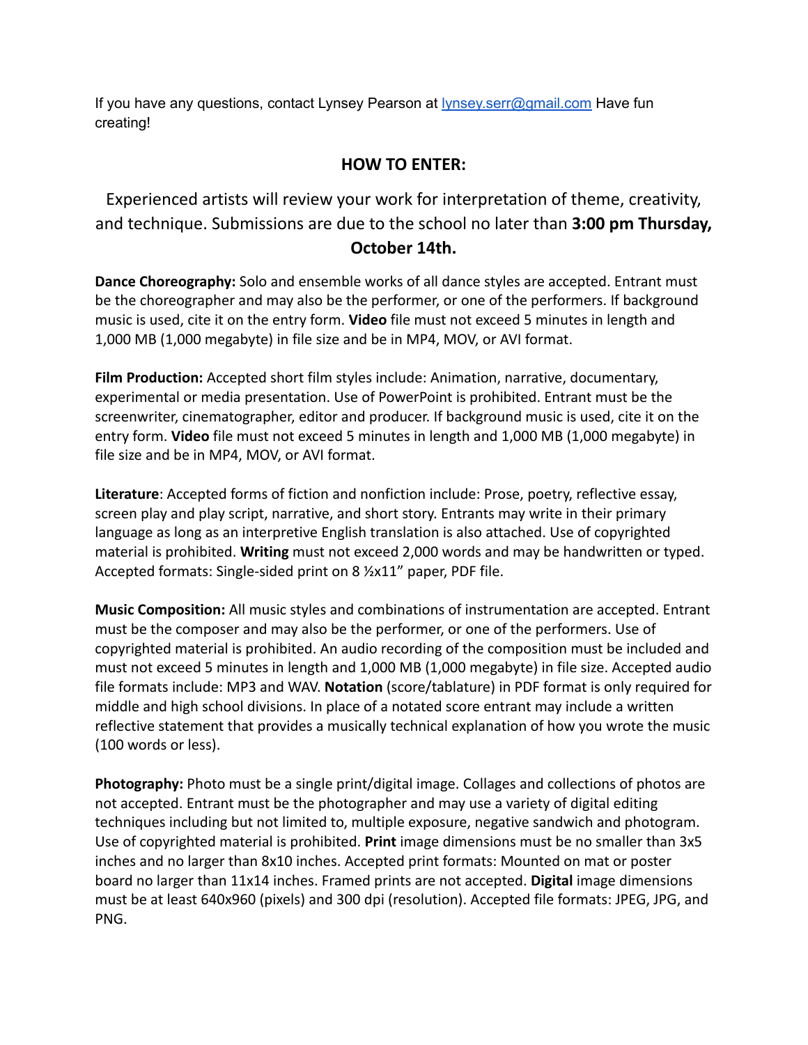If you have any questions, contact Lynsey Pearson at [lynsey.serr@gmail.com](mailto:lynsey.serr@gmail.com) Have fun creating!

## HOW TO ENTER:

Experienced artists will review your work for interpretation of theme, creativity, and technique. Submissions are due to the school no later than **3:00 pm Thursday, October 14th.**

**Dance Choreography:** Solo and ensemble works of all dance styles are accepted. Entrant must be the choreographer and may also be the performer, or one of the performers. If background music is used, cite it on the entry form. **Video** file must not exceed 5 minutes in length and 1,000 MB (1,000 megabyte) in file size and be in MP4, MOV, or AVI format.

**Film Production:** Accepted short film styles include: Animation, narrative, documentary, experimental or media presentation. Use of PowerPoint is prohibited. Entrant must be the screenwriter, cinematographer, editor and producer. If background music is used, cite it on the entry form. **Video** file must not exceed 5 minutes in length and 1,000 MB (1,000 megabyte) in file size and be in MP4, MOV, or AVI format.

**Literature**: Accepted forms of fiction and nonfiction include: Prose, poetry, reflective essay, screen play and play script, narrative, and short story. Entrants may write in their primary language as long as an interpretive English translation is also attached. Use of copyrighted material is prohibited. **Writing** must not exceed 2,000 words and may be handwritten or typed. Accepted formats: Single-sided print on 8 ½x11" paper, PDF file.

**Music Composition:** All music styles and combinations of instrumentation are accepted. Entrant must be the composer and may also be the performer, or one of the performers. Use of copyrighted material is prohibited. An audio recording of the composition must be included and must not exceed 5 minutes in length and 1,000 MB (1,000 megabyte) in file size. Accepted audio file formats include: MP3 and WAV. **Notation** (score/tablature) in PDF format is only required for middle and high school divisions. In place of a notated score entrant may include a written reflective statement that provides a musically technical explanation of how you wrote the music (100 words or less).

**Photography:** Photo must be a single print/digital image. Collages and collections of photos are not accepted. Entrant must be the photographer and may use a variety of digital editing techniques including but not limited to, multiple exposure, negative sandwich and photogram. Use of copyrighted material is prohibited. **Print** image dimensions must be no smaller than 3x5 inches and no larger than 8x10 inches. Accepted print formats: Mounted on mat or poster board no larger than 11x14 inches. Framed prints are not accepted. **Digital** image dimensions must be at least 640x960 (pixels) and 300 dpi (resolution). Accepted file formats: JPEG, JPG, and PNG.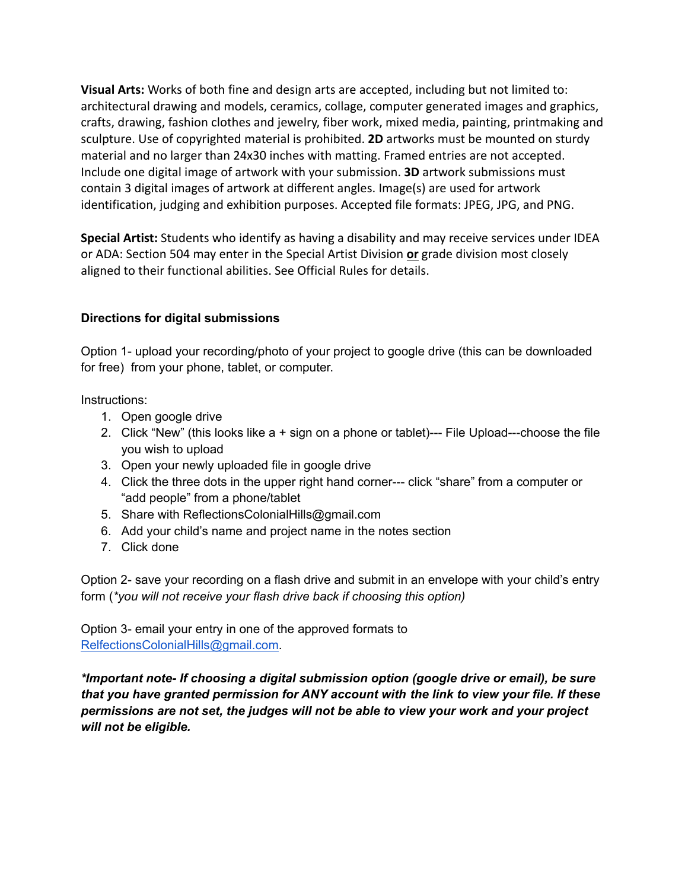**Visual Arts:** Works of both fine and design arts are accepted, including but not limited to: architectural drawing and models, ceramics, collage, computer generated images and graphics, crafts, drawing, fashion clothes and jewelry, fiber work, mixed media, painting, printmaking and sculpture. Use of copyrighted material is prohibited. **2D** artworks must be mounted on sturdy material and no larger than 24x30 inches with matting. Framed entries are not accepted. Include one digital image of artwork with your submission. **3D** artwork submissions must contain 3 digital images of artwork at different angles. Image(s) are used for artwork identification, judging and exhibition purposes. Accepted file formats: JPEG, JPG, and PNG.

**Special Artist:** Students who identify as having a disability and may receive services under IDEA or ADA: Section 504 may enter in the Special Artist Division **or** grade division most closely aligned to their functional abilities. See Official Rules for details.

**Directions for digital submissions**

Option 1- upload your recording/photo of your project to google drive (this can be downloaded for free) from your phone, tablet, or computer.

Instructions:

1. Open google drive
2. Click "New" (this looks like a + sign on a phone or tablet)--- File Upload---choose the file you wish to upload
3. Open your newly uploaded file in google drive
4. Click the three dots in the upper right hand corner--- click "share" from a computer or "add people" from a phone/tablet
5. Share with ReflectionsColonialHills@gmail.com
6. Add your child's name and project name in the notes section
7. Click done

Option 2- save your recording on a flash drive and submit in an envelope with your child's entry form (*\*you will not receive your flash drive back if choosing this option)*

Option 3- email your entry in one of the approved formats to RelfectionsColonialHills@gmail.com.

***\*Important note- If choosing a digital submission option (google drive or email), be sure that you have granted permission for ANY account with the link to view your file. If these permissions are not set, the judges will not be able to view your work and your project will not be eligible.***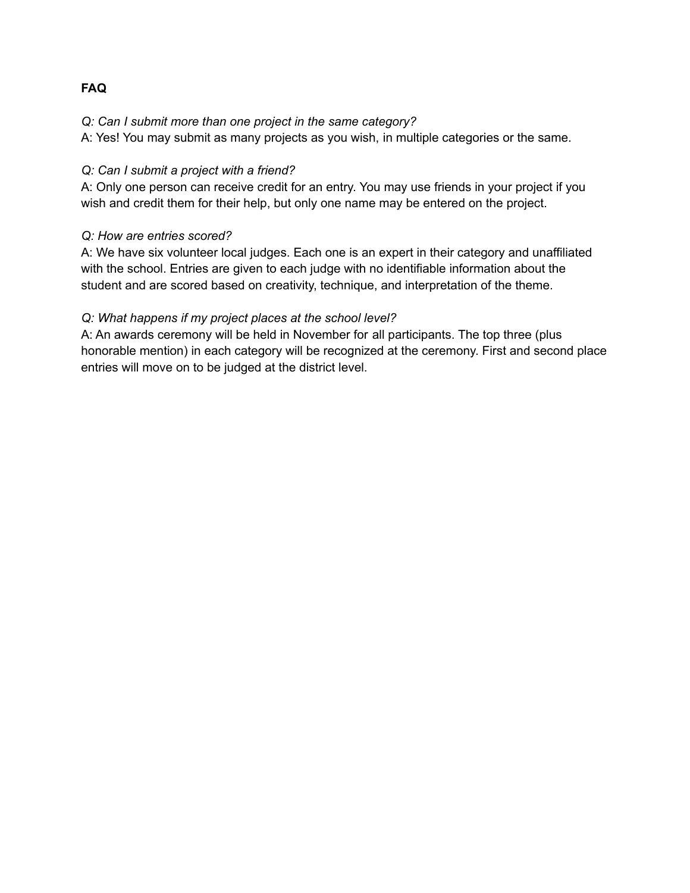**FAQ**

*Q: Can I submit more than one project in the same category?*
A: Yes! You may submit as many projects as you wish, in multiple categories or the same.

*Q: Can I submit a project with a friend?*
A: Only one person can receive credit for an entry. You may use friends in your project if you wish and credit them for their help, but only one name may be entered on the project.

*Q: How are entries scored?*
A: We have six volunteer local judges. Each one is an expert in their category and unaffiliated with the school. Entries are given to each judge with no identifiable information about the student and are scored based on creativity, technique, and interpretation of the theme.

*Q: What happens if my project places at the school level?*
A: An awards ceremony will be held in November for all participants. The top three (plus honorable mention) in each category will be recognized at the ceremony. First and second place entries will move on to be judged at the district level.